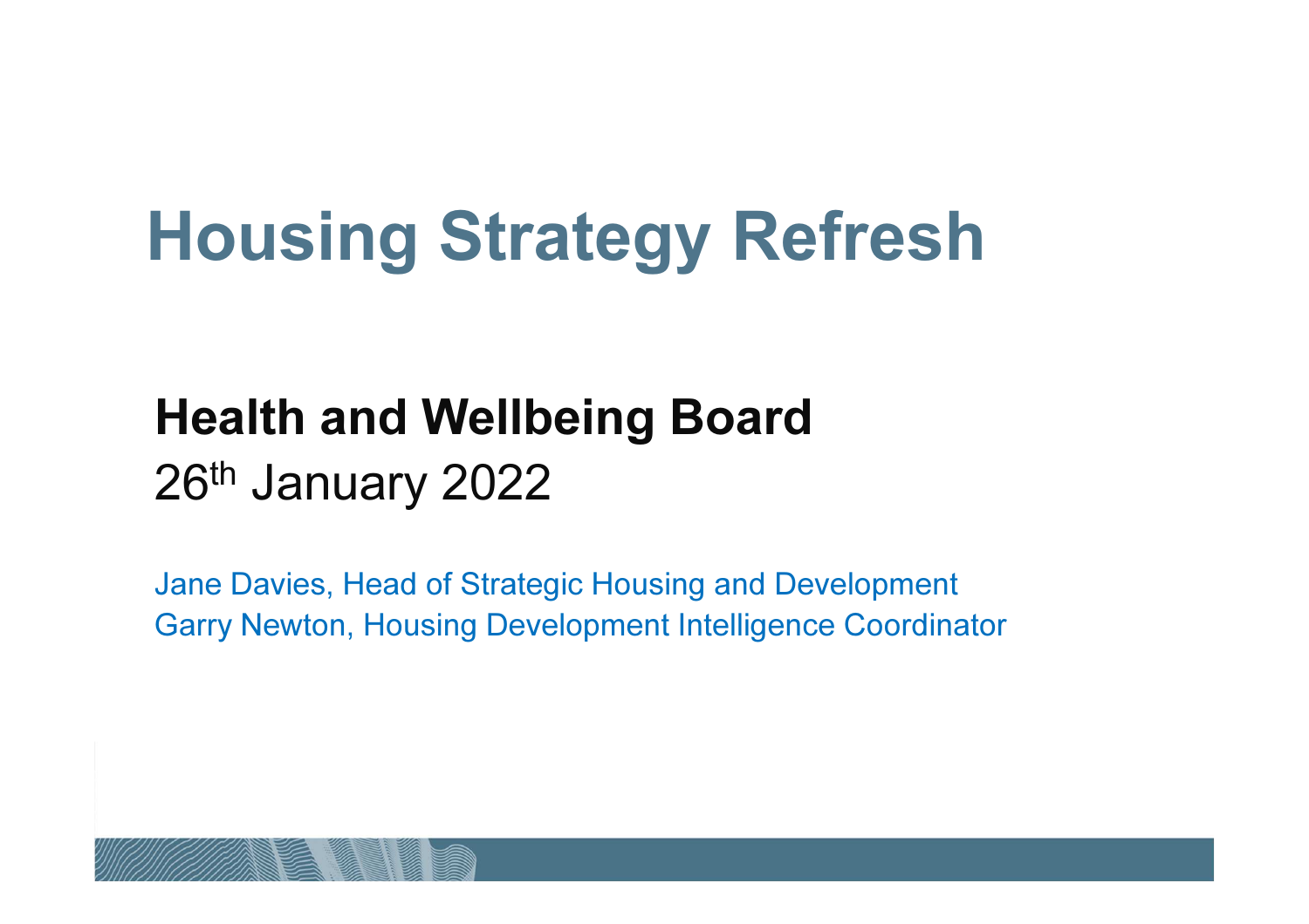# Housing Strategy Refresh

**Health and Wellbeing Board**

26th January 2022

Jane Davies, Head of Strategic Housing and Development

Garry Newton, Housing Development Intelligence Coordinator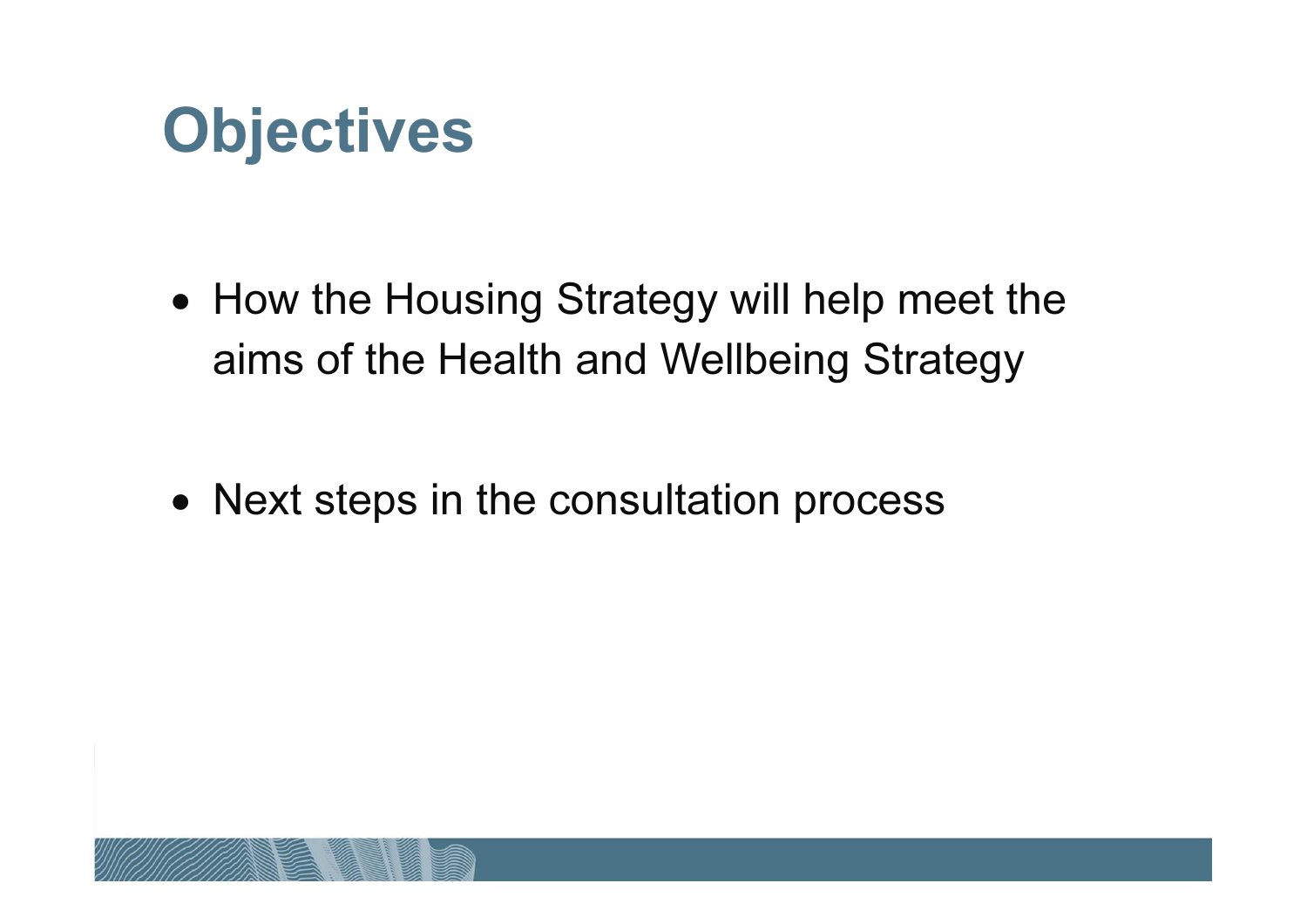# Objectives

- How the Housing Strategy will help meet the aims of the Health and Wellbeing Strategy
- Next steps in the consultation process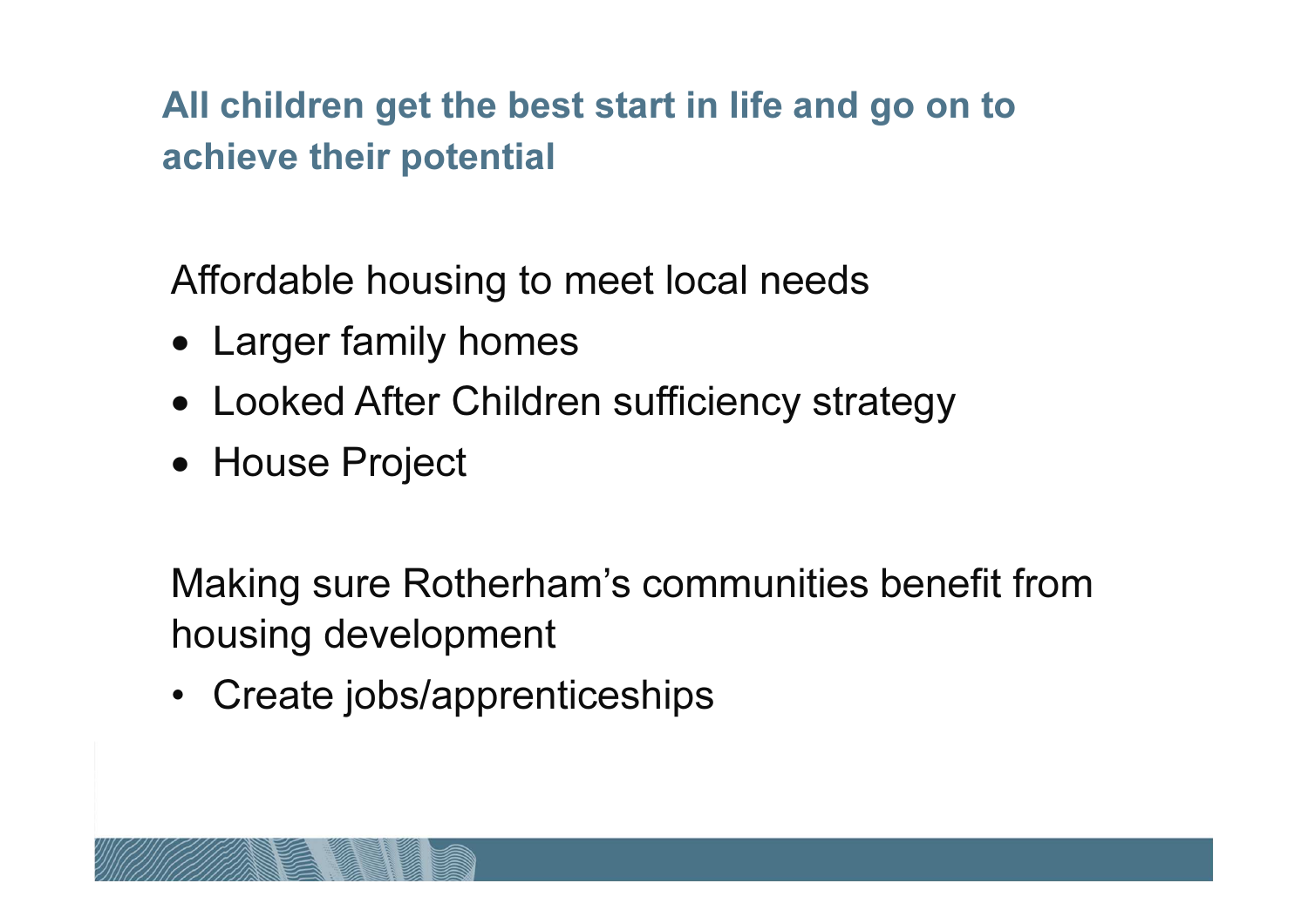## All children get the best start in life and go on to achieve their potential

Affordable housing to meet local needs

- Larger family homes
- Looked After Children sufficiency strategy
- House Project

Making sure Rotherham's communities benefit from housing development

- Create jobs/apprenticeships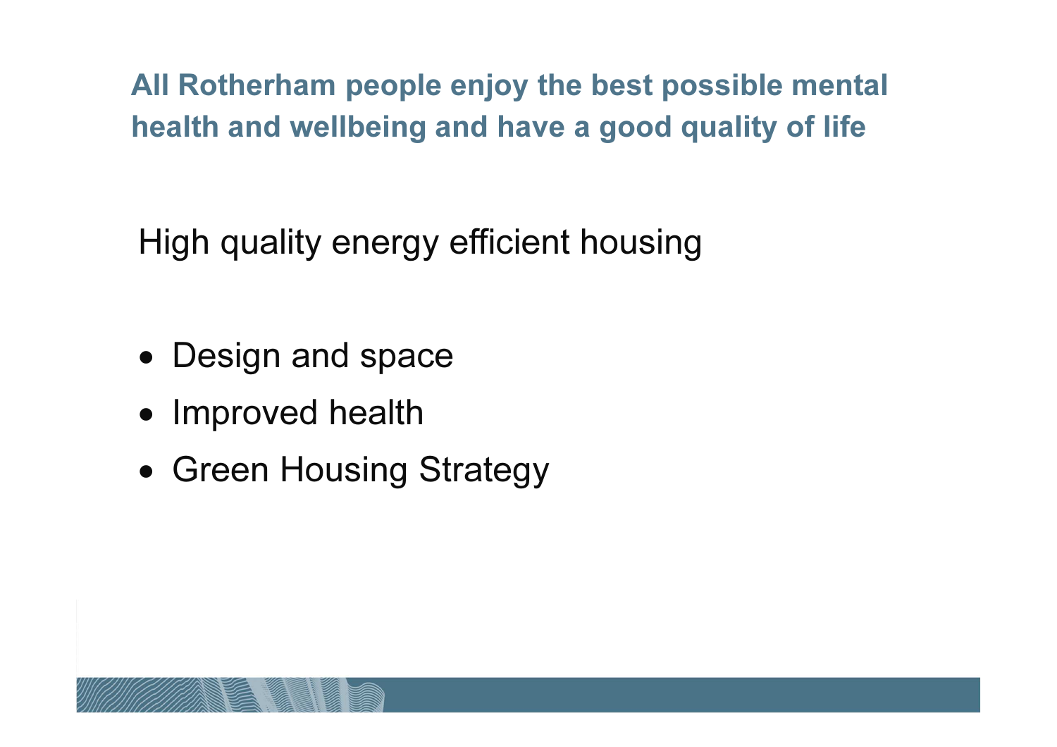## All Rotherham people enjoy the best possible mental health and wellbeing and have a good quality of life

High quality energy efficient housing

- Design and space
- Improved health
- Green Housing Strategy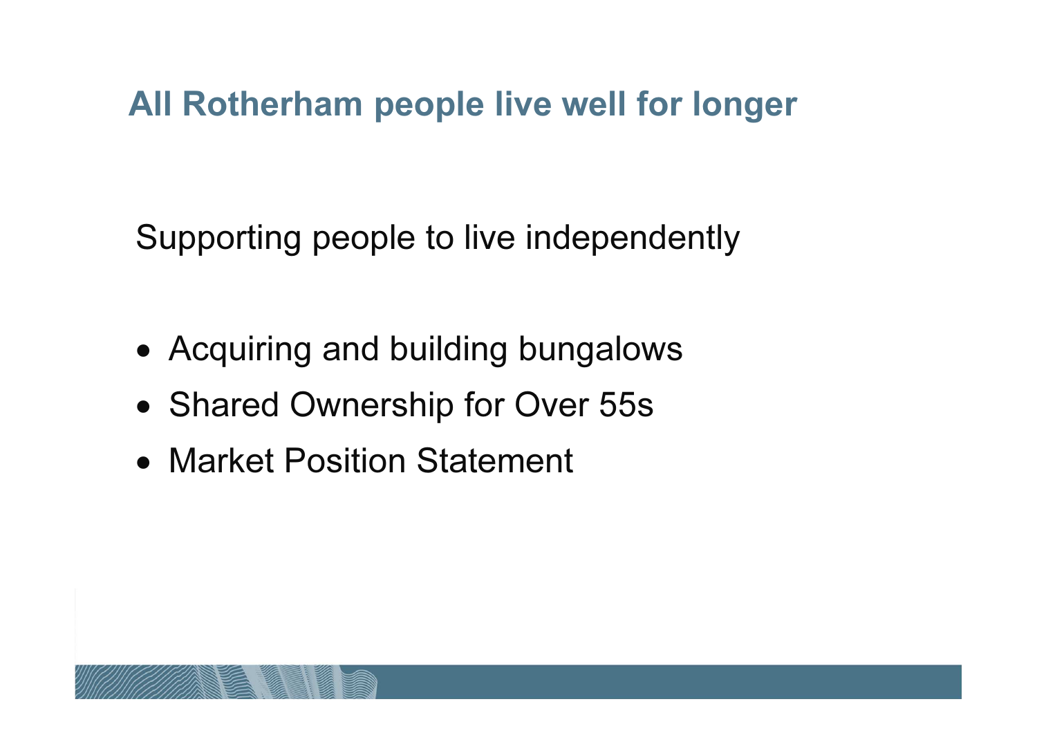## All Rotherham people live well for longer

Supporting people to live independently

- Acquiring and building bungalows
- Shared Ownership for Over 55s
- Market Position Statement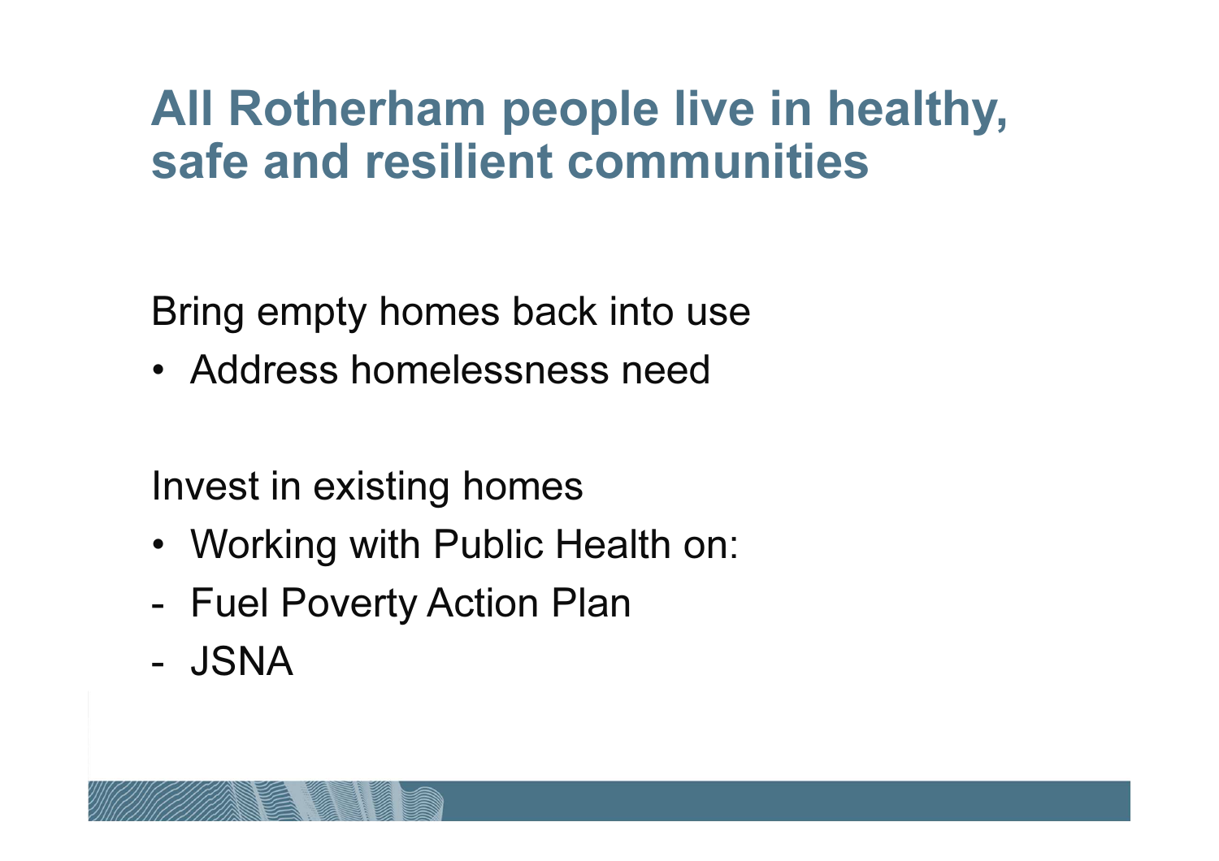# All Rotherham people live in healthy, safe and resilient communities

Bring empty homes back into use

- Address homelessness need

Invest in existing homes

- Working with Public Health on:
- Fuel Poverty Action Plan
- JSNA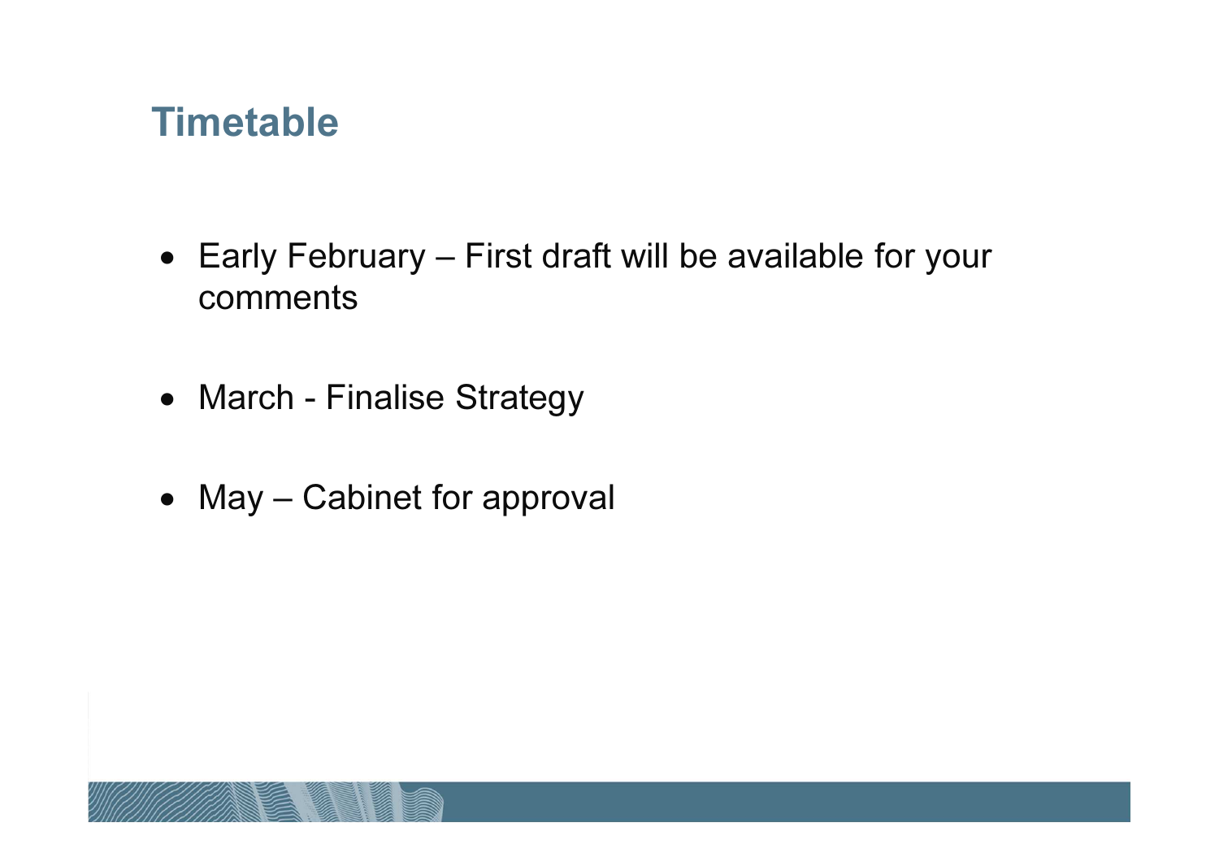## Timetable

- Early February – First draft will be available for your comments
- March - Finalise Strategy
- May – Cabinet for approval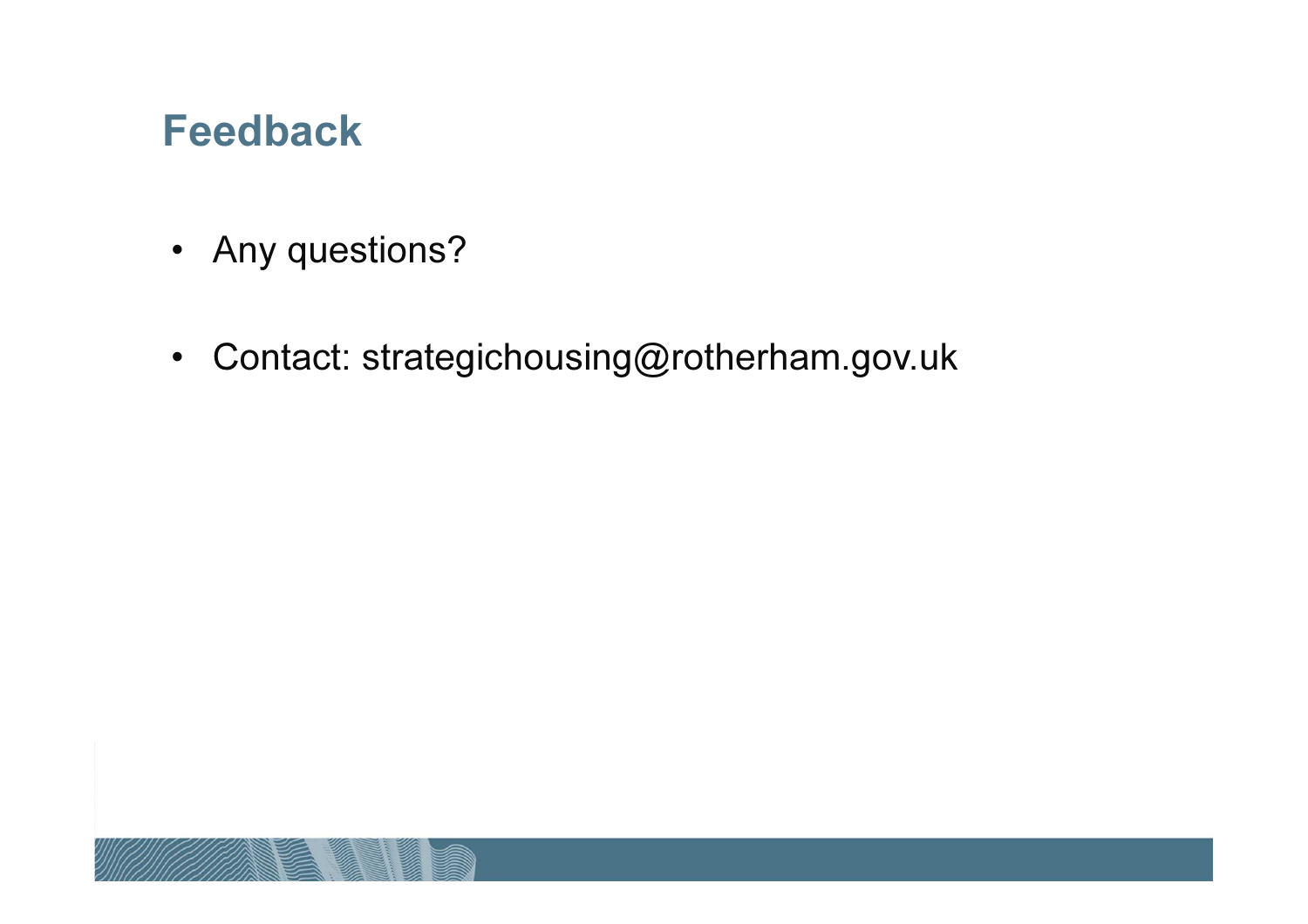## Feedback

- Any questions?

- Contact: strategichousing@rotherham.gov.uk